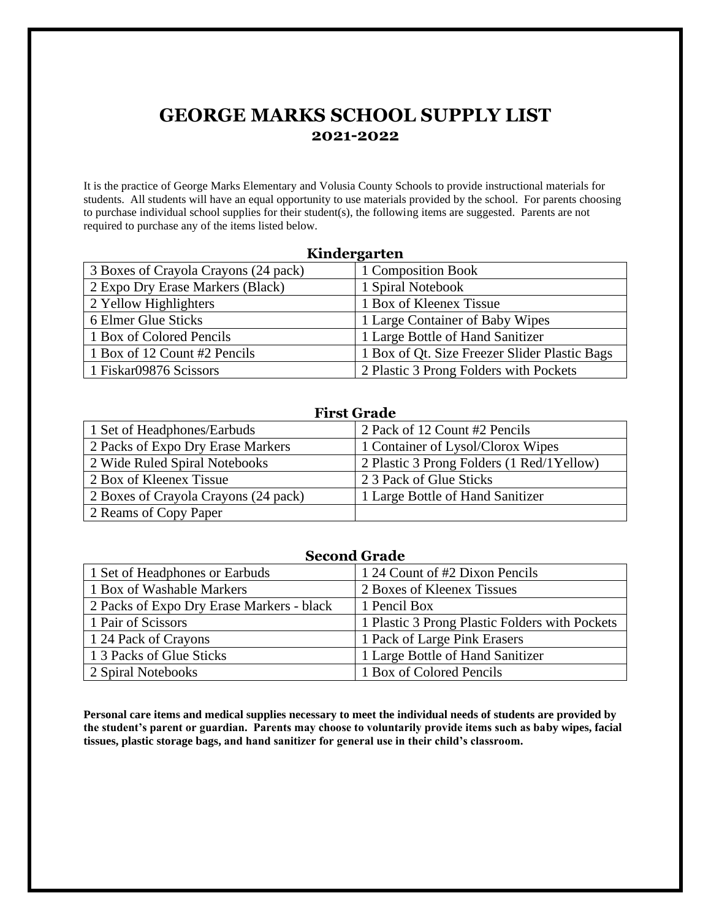# GEORGE MARKS SCHOOL SUPPLY LIST
## 2021-2022

It is the practice of George Marks Elementary and Volusia County Schools to provide instructional materials for students. All students will have an equal opportunity to use materials provided by the school. For parents choosing to purchase individual school supplies for their student(s), the following items are suggested. Parents are not required to purchase any of the items listed below.

### Kindergarten

| | |
|---|---|
| 3 Boxes of Crayola Crayons (24 pack) | 1 Composition Book |
| 2 Expo Dry Erase Markers (Black) | 1 Spiral Notebook |
| 2 Yellow Highlighters | 1 Box of Kleenex Tissue |
| 6 Elmer Glue Sticks | 1 Large Container of Baby Wipes |
| 1 Box of Colored Pencils | 1 Large Bottle of Hand Sanitizer |
| 1 Box of 12 Count #2 Pencils | 1 Box of Qt. Size Freezer Slider Plastic Bags |
| 1 Fiskar09876 Scissors | 2 Plastic 3 Prong Folders with Pockets |

### First Grade

| | |
|---|---|
| 1 Set of Headphones/Earbuds | 2 Pack of 12 Count #2 Pencils |
| 2 Packs of Expo Dry Erase Markers | 1 Container of Lysol/Clorox Wipes |
| 2 Wide Ruled Spiral Notebooks | 2 Plastic 3 Prong Folders (1 Red/1Yellow) |
| 2 Box of Kleenex Tissue | 2 3 Pack of Glue Sticks |
| 2 Boxes of Crayola Crayons (24 pack) | 1 Large Bottle of Hand Sanitizer |
| 2 Reams of Copy Paper | |

### Second Grade

| | |
|---|---|
| 1 Set of Headphones or Earbuds | 1 24 Count of #2 Dixon Pencils |
| 1 Box of Washable Markers | 2 Boxes of Kleenex Tissues |
| 2 Packs of Expo Dry Erase Markers - black | 1 Pencil Box |
| 1 Pair of Scissors | 1 Plastic 3 Prong Plastic Folders with Pockets |
| 1 24 Pack of Crayons | 1 Pack of Large Pink Erasers |
| 1 3 Packs of Glue Sticks | 1 Large Bottle of Hand Sanitizer |
| 2 Spiral Notebooks | 1 Box of Colored Pencils |

**Personal care items and medical supplies necessary to meet the individual needs of students are provided by the student's parent or guardian. Parents may choose to voluntarily provide items such as baby wipes, facial tissues, plastic storage bags, and hand sanitizer for general use in their child's classroom.**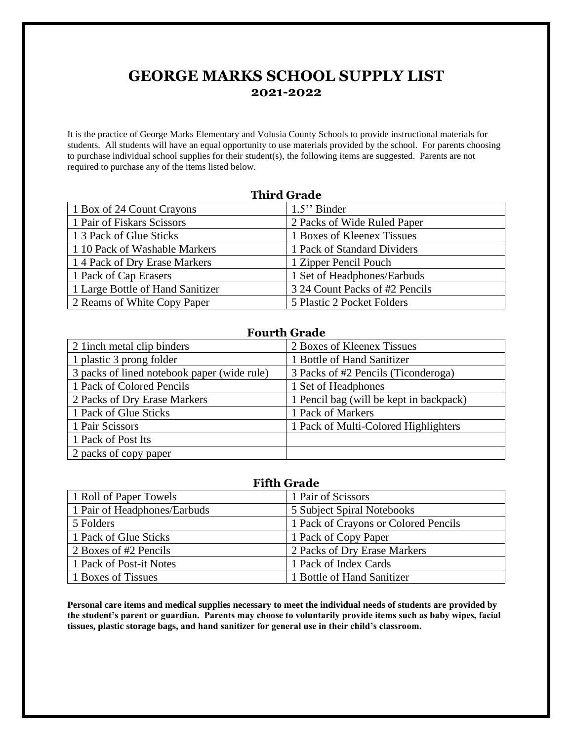# GEORGE MARKS SCHOOL SUPPLY LIST
## 2021-2022

It is the practice of George Marks Elementary and Volusia County Schools to provide instructional materials for students. All students will have an equal opportunity to use materials provided by the school. For parents choosing to purchase individual school supplies for their student(s), the following items are suggested. Parents are not required to purchase any of the items listed below.

### Third Grade

| | |
|---|---|
| 1 Box of 24 Count Crayons | 1.5'' Binder |
| 1 Pair of Fiskars Scissors | 2 Packs of Wide Ruled Paper |
| 1 3 Pack of Glue Sticks | 1 Boxes of Kleenex Tissues |
| 1 10 Pack of Washable Markers | 1 Pack of Standard Dividers |
| 1 4 Pack of Dry Erase Markers | 1 Zipper Pencil Pouch |
| 1 Pack of Cap Erasers | 1 Set of Headphones/Earbuds |
| 1 Large Bottle of Hand Sanitizer | 3 24 Count Packs of #2 Pencils |
| 2 Reams of White Copy Paper | 5 Plastic 2 Pocket Folders |

### Fourth Grade

| | |
|---|---|
| 2 1inch metal clip binders | 2 Boxes of Kleenex Tissues |
| 1 plastic 3 prong folder | 1 Bottle of Hand Sanitizer |
| 3 packs of lined notebook paper (wide rule) | 3 Packs of #2 Pencils (Ticonderoga) |
| 1 Pack of Colored Pencils | 1 Set of Headphones |
| 2 Packs of Dry Erase Markers | 1 Pencil bag (will be kept in backpack) |
| 1 Pack of Glue Sticks | 1 Pack of Markers |
| 1 Pair Scissors | 1 Pack of Multi-Colored Highlighters |
| 1 Pack of Post Its | |
| 2 packs of copy paper | |

### Fifth Grade

| | |
|---|---|
| 1 Roll of Paper Towels | 1 Pair of Scissors |
| 1 Pair of Headphones/Earbuds | 5 Subject Spiral Notebooks |
| 5 Folders | 1 Pack of Crayons or Colored Pencils |
| 1 Pack of Glue Sticks | 1 Pack of Copy Paper |
| 2 Boxes of #2 Pencils | 2 Packs of Dry Erase Markers |
| 1 Pack of Post-it Notes | 1 Pack of Index Cards |
| 1 Boxes of Tissues | 1 Bottle of Hand Sanitizer |

**Personal care items and medical supplies necessary to meet the individual needs of students are provided by the student's parent or guardian. Parents may choose to voluntarily provide items such as baby wipes, facial tissues, plastic storage bags, and hand sanitizer for general use in their child's classroom.**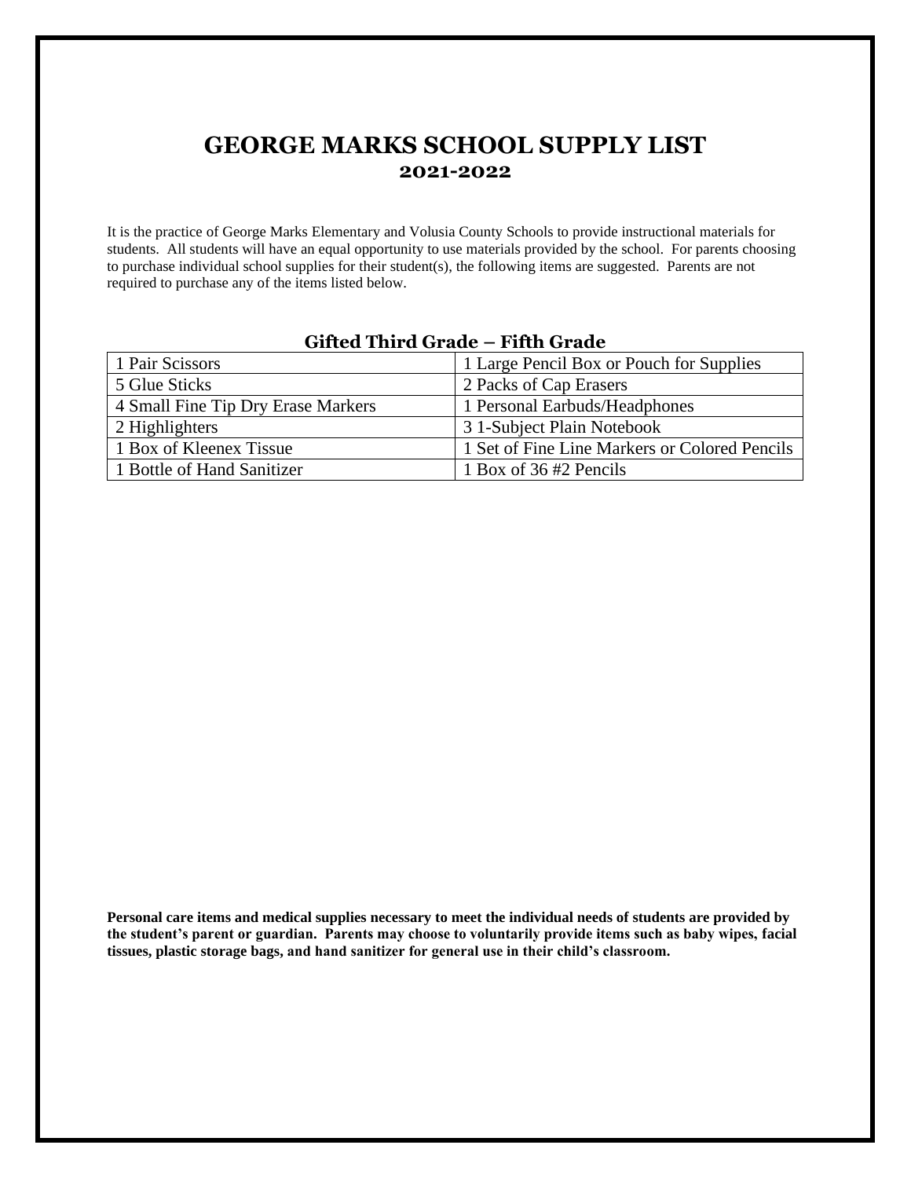# GEORGE MARKS SCHOOL SUPPLY LIST
## 2021-2022

It is the practice of George Marks Elementary and Volusia County Schools to provide instructional materials for students. All students will have an equal opportunity to use materials provided by the school. For parents choosing to purchase individual school supplies for their student(s), the following items are suggested. Parents are not required to purchase any of the items listed below.

### Gifted Third Grade – Fifth Grade

| | |
|---|---|
| 1 Pair Scissors | 1 Large Pencil Box or Pouch for Supplies |
| 5 Glue Sticks | 2 Packs of Cap Erasers |
| 4 Small Fine Tip Dry Erase Markers | 1 Personal Earbuds/Headphones |
| 2 Highlighters | 3 1-Subject Plain Notebook |
| 1 Box of Kleenex Tissue | 1 Set of Fine Line Markers or Colored Pencils |
| 1 Bottle of Hand Sanitizer | 1 Box of 36 #2 Pencils |

**Personal care items and medical supplies necessary to meet the individual needs of students are provided by the student's parent or guardian. Parents may choose to voluntarily provide items such as baby wipes, facial tissues, plastic storage bags, and hand sanitizer for general use in their child's classroom.**